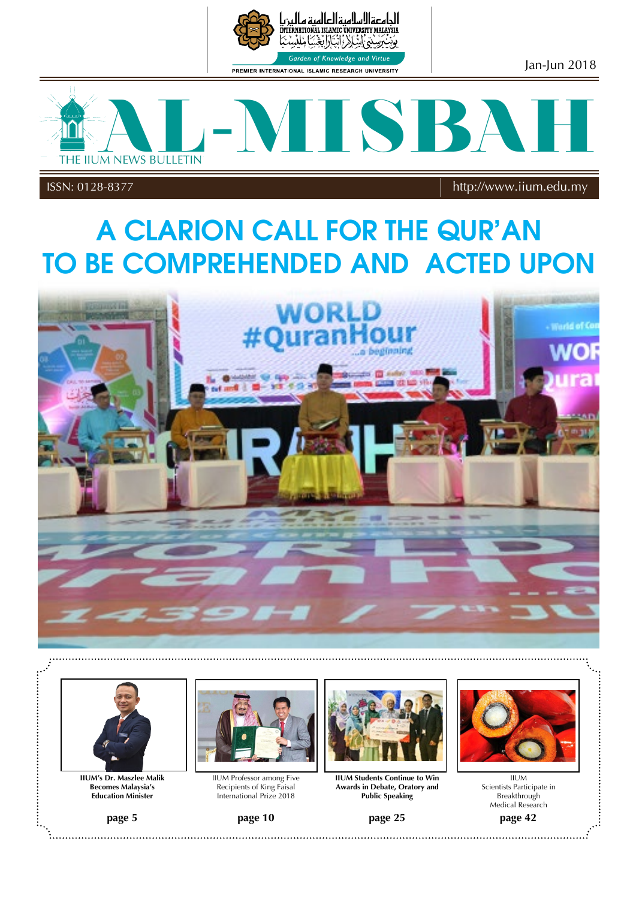الجامعة الإسلامية العالمية ماليزيا

INTERNATIONAL ISLAMIC UNIVERSITY MALAYSIA

Garden of Knowledge and Virtue

PREMIER INTERNATIONAL ISLAMIC RESEARCH UNIVERSITY

Jan-Jun 2018

# AL-MISBAH

THE IIUM NEWS BULLETIN

ISSN: 0128-8377 | http://www.iium.edu.my

# A CLARION CALL FOR THE QUR'AN TO BE COMPREHENDED AND ACTED UPON

**IIUM's Dr. Maszlee Malik Becomes Malaysia's Education Minister**

**page 5**

IIUM Professor among Five Recipients of King Faisal International Prize 2018

**page 10**

**IIUM Students Continue to Win Awards in Debate, Oratory and Public Speaking**

**page 25**

IIUM Scientists Participate in Breakthrough Medical Research

**page 42**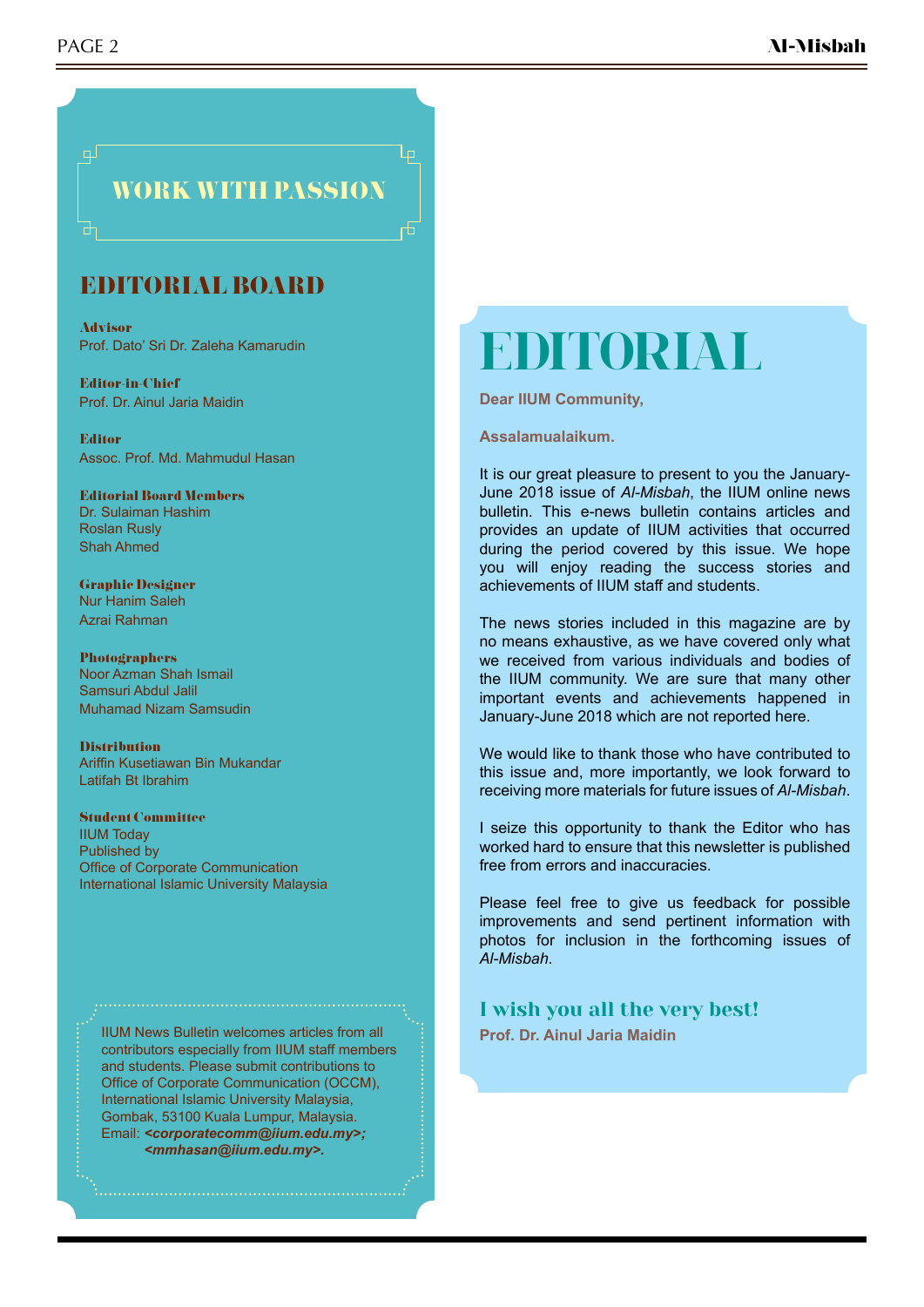## WORK WITH PASSION

## EDITORIAL BOARD

**Advisor**
Prof. Dato' Sri Dr. Zaleha Kamarudin

**Editor-in-Chief**
Prof. Dr. Ainul Jaria Maidin

**Editor**
Assoc. Prof. Md. Mahmudul Hasan

**Editorial Board Members**
Dr. Sulaiman Hashim
Roslan Rusly
Shah Ahmed

**Graphic Designer**
Nur Hanim Saleh
Azrai Rahman

**Photographers**
Noor Azman Shah Ismail
Samsuri Abdul Jalil
Muhamad Nizam Samsudin

**Distribution**
Ariffin Kusetiawan Bin Mukandar
Latifah Bt Ibrahim

**Student Committee**
IIUM Today
Published by
Office of Corporate Communication
International Islamic University Malaysia

IIUM News Bulletin welcomes articles from all contributors especially from IIUM staff members and students. Please submit contributions to Office of Corporate Communication (OCCM), International Islamic University Malaysia, Gombak, 53100 Kuala Lumpur, Malaysia.
Email: ***<corporatecomm@iium.edu.my>; <mmhasan@iium.edu.my>.***

# EDITORIAL

**Dear IIUM Community,**

**Assalamualaikum.**

It is our great pleasure to present to you the January-June 2018 issue of *Al-Misbah*, the IIUM online news bulletin. This e-news bulletin contains articles and provides an update of IIUM activities that occurred during the period covered by this issue. We hope you will enjoy reading the success stories and achievements of IIUM staff and students.

The news stories included in this magazine are by no means exhaustive, as we have covered only what we received from various individuals and bodies of the IIUM community. We are sure that many other important events and achievements happened in January-June 2018 which are not reported here.

We would like to thank those who have contributed to this issue and, more importantly, we look forward to receiving more materials for future issues of *Al-Misbah*.

I seize this opportunity to thank the Editor who has worked hard to ensure that this newsletter is published free from errors and inaccuracies.

Please feel free to give us feedback for possible improvements and send pertinent information with photos for inclusion in the forthcoming issues of *Al-Misbah*.

**I wish you all the very best!**
**Prof. Dr. Ainul Jaria Maidin**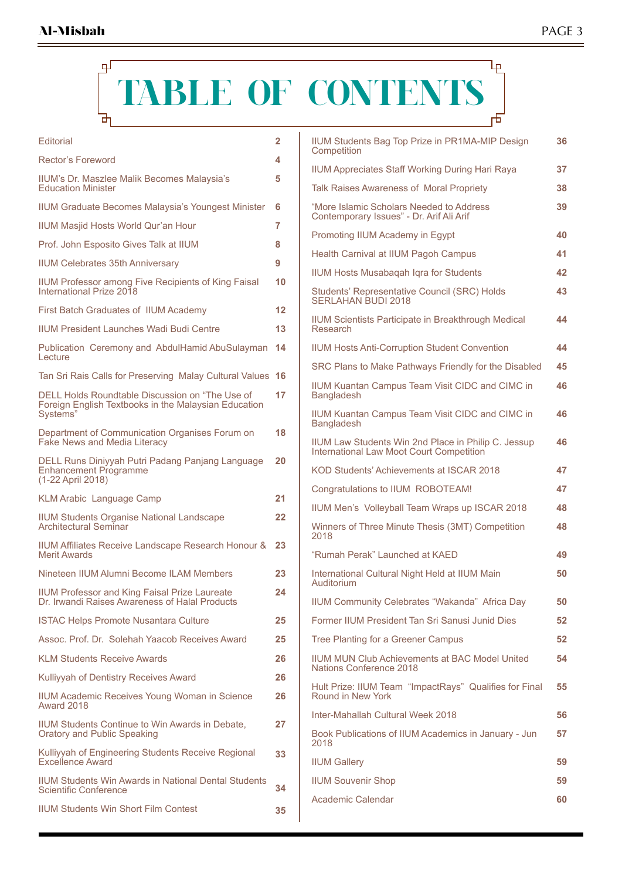# TABLE OF CONTENTS

| | |
|---|---|
| Editorial | 2 |
| Rector's Foreword | 4 |
| IIUM's Dr. Maszlee Malik Becomes Malaysia's Education Minister | 5 |
| IIUM Graduate Becomes Malaysia's Youngest Minister | 6 |
| IIUM Masjid Hosts World Qur'an Hour | 7 |
| Prof. John Esposito Gives Talk at IIUM | 8 |
| IIUM Celebrates 35th Anniversary | 9 |
| IIUM Professor among Five Recipients of King Faisal International Prize 2018 | 10 |
| First Batch Graduates of IIUM Academy | 12 |
| IIUM President Launches Wadi Budi Centre | 13 |
| Publication Ceremony and AbdulHamid AbuSulayman Lecture | 14 |
| Tan Sri Rais Calls for Preserving Malay Cultural Values | 16 |
| DELL Holds Roundtable Discussion on "The Use of Foreign English Textbooks in the Malaysian Education Systems" | 17 |
| Department of Communication Organises Forum on Fake News and Media Literacy | 18 |
| DELL Runs Diniyyah Putri Padang Panjang Language Enhancement Programme (1-22 April 2018) | 20 |
| KLM Arabic Language Camp | 21 |
| IIUM Students Organise National Landscape Architectural Seminar | 22 |
| IIUM Affiliates Receive Landscape Research Honour & Merit Awards | 23 |
| Nineteen IIUM Alumni Become ILAM Members | 23 |
| IIUM Professor and King Faisal Prize Laureate Dr. Irwandi Raises Awareness of Halal Products | 24 |
| ISTAC Helps Promote Nusantara Culture | 25 |
| Assoc. Prof. Dr. Solehah Yaacob Receives Award | 25 |
| KLM Students Receive Awards | 26 |
| Kulliyyah of Dentistry Receives Award | 26 |
| IIUM Academic Receives Young Woman in Science Award 2018 | 26 |
| IIUM Students Continue to Win Awards in Debate, Oratory and Public Speaking | 27 |
| Kulliyyah of Engineering Students Receive Regional Excellence Award | 33 |
| IIUM Students Win Awards in National Dental Students Scientific Conference | 34 |
| IIUM Students Win Short Film Contest | 35 |
| IIUM Students Bag Top Prize in PR1MA-MIP Design Competition | 36 |
| IIUM Appreciates Staff Working During Hari Raya | 37 |
| Talk Raises Awareness of Moral Propriety | 38 |
| "More Islamic Scholars Needed to Address Contemporary Issues" - Dr. Arif Ali Arif | 39 |
| Promoting IIUM Academy in Egypt | 40 |
| Health Carnival at IIUM Pagoh Campus | 41 |
| IIUM Hosts Musabaqah Iqra for Students | 42 |
| Students' Representative Council (SRC) Holds SERLAHAN BUDI 2018 | 43 |
| IIUM Scientists Participate in Breakthrough Medical Research | 44 |
| IIUM Hosts Anti-Corruption Student Convention | 44 |
| SRC Plans to Make Pathways Friendly for the Disabled | 45 |
| IIUM Kuantan Campus Team Visit CIDC and CIMC in Bangladesh | 46 |
| IIUM Kuantan Campus Team Visit CIDC and CIMC in Bangladesh | 46 |
| IIUM Law Students Win 2nd Place in Philip C. Jessup International Law Moot Court Competition | 46 |
| KOD Students' Achievements at ISCAR 2018 | 47 |
| Congratulations to IIUM ROBOTEAM! | 47 |
| IIUM Men's Volleyball Team Wraps up ISCAR 2018 | 48 |
| Winners of Three Minute Thesis (3MT) Competition 2018 | 48 |
| "Rumah Perak" Launched at KAED | 49 |
| International Cultural Night Held at IIUM Main Auditorium | 50 |
| IIUM Community Celebrates "Wakanda" Africa Day | 50 |
| Former IIUM President Tan Sri Sanusi Junid Dies | 52 |
| Tree Planting for a Greener Campus | 52 |
| IIUM MUN Club Achievements at BAC Model United Nations Conference 2018 | 54 |
| Hult Prize: IIUM Team "ImpactRays" Qualifies for Final Round in New York | 55 |
| Inter-Mahallah Cultural Week 2018 | 56 |
| Book Publications of IIUM Academics in January - Jun 2018 | 57 |
| IIUM Gallery | 59 |
| IIUM Souvenir Shop | 59 |
| Academic Calendar | 60 |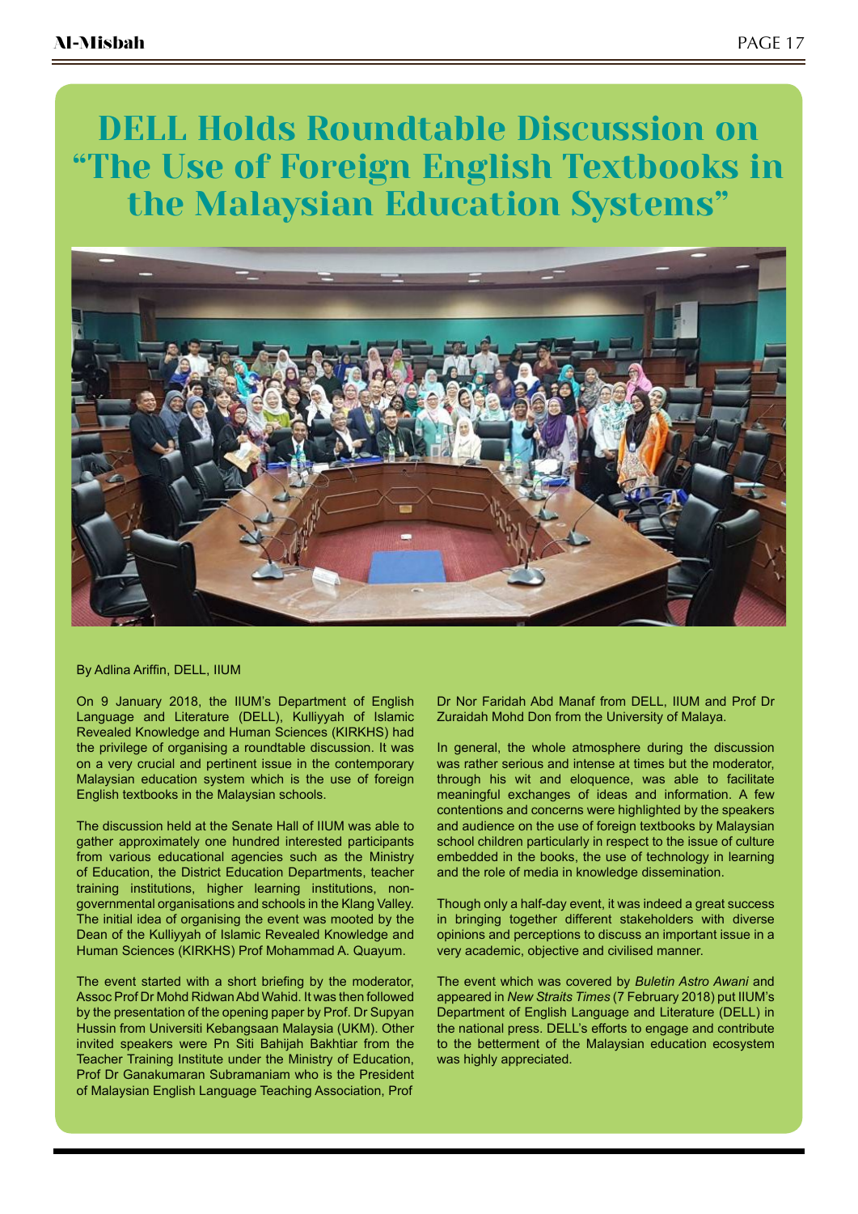# DELL Holds Roundtable Discussion on "The Use of Foreign English Textbooks in the Malaysian Education Systems"

By Adlina Ariffin, DELL, IIUM

On 9 January 2018, the IIUM's Department of English Language and Literature (DELL), Kulliyyah of Islamic Revealed Knowledge and Human Sciences (KIRKHS) had the privilege of organising a roundtable discussion. It was on a very crucial and pertinent issue in the contemporary Malaysian education system which is the use of foreign English textbooks in the Malaysian schools.

The discussion held at the Senate Hall of IIUM was able to gather approximately one hundred interested participants from various educational agencies such as the Ministry of Education, the District Education Departments, teacher training institutions, higher learning institutions, non-governmental organisations and schools in the Klang Valley. The initial idea of organising the event was mooted by the Dean of the Kulliyyah of Islamic Revealed Knowledge and Human Sciences (KIRKHS) Prof Mohammad A. Quayum.

The event started with a short briefing by the moderator, Assoc Prof Dr Mohd Ridwan Abd Wahid. It was then followed by the presentation of the opening paper by Prof. Dr Supyan Hussin from Universiti Kebangsaan Malaysia (UKM). Other invited speakers were Pn Siti Bahijah Bakhtiar from the Teacher Training Institute under the Ministry of Education, Prof Dr Ganakumaran Subramaniam who is the President of Malaysian English Language Teaching Association, Prof Dr Nor Faridah Abd Manaf from DELL, IIUM and Prof Dr Zuraidah Mohd Don from the University of Malaya.

In general, the whole atmosphere during the discussion was rather serious and intense at times but the moderator, through his wit and eloquence, was able to facilitate meaningful exchanges of ideas and information. A few contentions and concerns were highlighted by the speakers and audience on the use of foreign textbooks by Malaysian school children particularly in respect to the issue of culture embedded in the books, the use of technology in learning and the role of media in knowledge dissemination.

Though only a half-day event, it was indeed a great success in bringing together different stakeholders with diverse opinions and perceptions to discuss an important issue in a very academic, objective and civilised manner.

The event which was covered by *Buletin Astro Awani* and appeared in *New Straits Times* (7 February 2018) put IIUM's Department of English Language and Literature (DELL) in the national press. DELL's efforts to engage and contribute to the betterment of the Malaysian education ecosystem was highly appreciated.